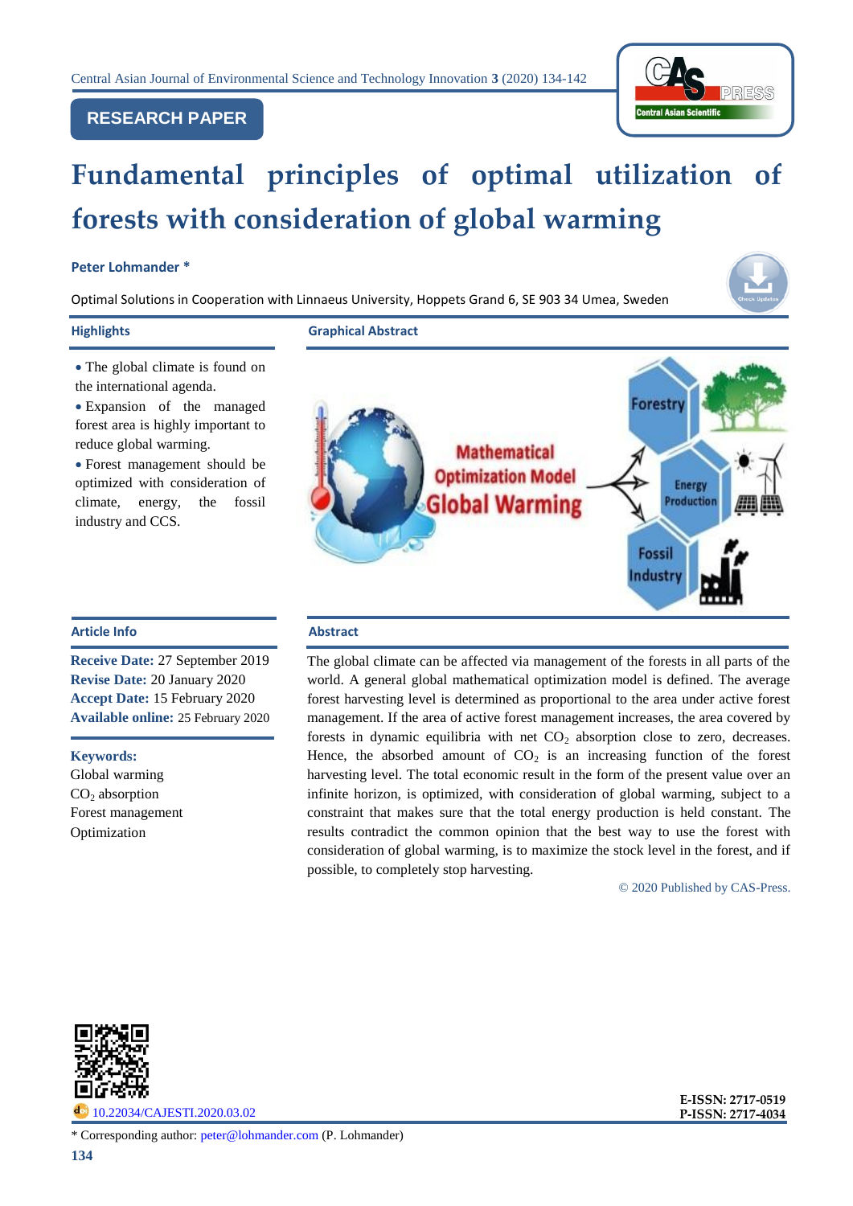RESEARCH PAPER

# Fundamental principles of optimal utilization of forests with consideration of global warming

**Peter Lohmander** *

Optimal Solutions in Cooperation with Linnaeus University, Hoppets Grand 6, SE 903 34 Umea, Sweden

## Highlights

- The global climate is found on the international agenda.
- Expansion of the managed forest area is highly important to reduce global warming.
- Forest management should be optimized with consideration of climate, energy, the fossil industry and CCS.

## Graphical Abstract

## Article Info

**Receive Date:** 27 September 2019
**Revise Date:** 20 January 2020
**Accept Date:** 15 February 2020
**Available online:** 25 February 2020

**Keywords:**
Global warming
$CO_2$ absorption
Forest management
Optimization

## Abstract

The global climate can be affected via management of the forests in all parts of the world. A general global mathematical optimization model is defined. The average forest harvesting level is determined as proportional to the area under active forest management. If the area of active forest management increases, the area covered by forests in dynamic equilibria with net $CO_2$ absorption close to zero, decreases. Hence, the absorbed amount of $CO_2$ is an increasing function of the forest harvesting level. The total economic result in the form of the present value over an infinite horizon, is optimized, with consideration of global warming, subject to a constraint that makes sure that the total energy production is held constant. The results contradict the common opinion that the best way to use the forest with consideration of global warming, is to maximize the stock level in the forest, and if possible, to completely stop harvesting.

© 2020 Published by CAS-Press.

10.22034/CAJESTI.2020.03.02

E-ISSN: 2717-0519
P-ISSN: 2717-4034

* Corresponding author: peter@lohmander.com (P. Lohmander)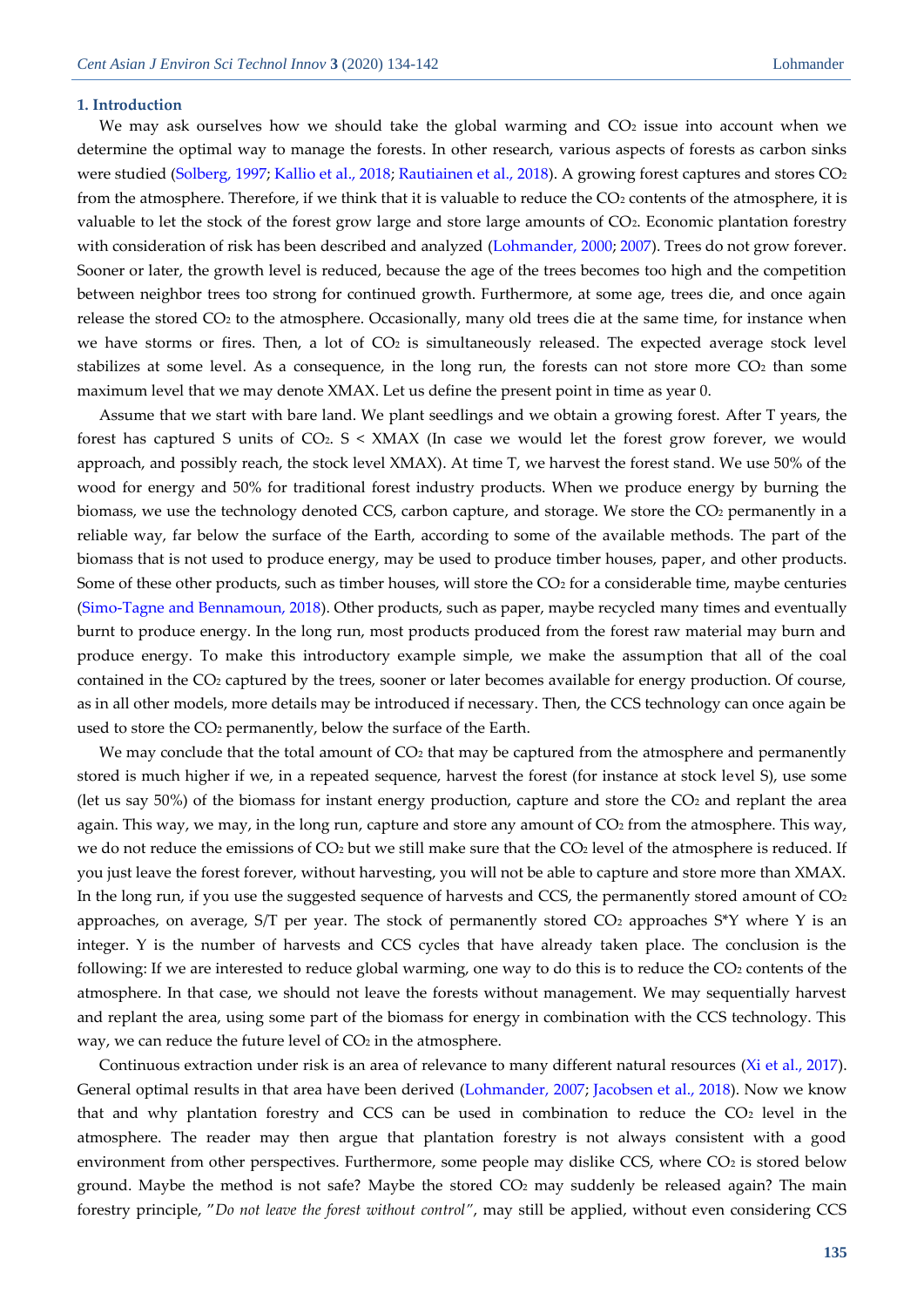## 1. Introduction

We may ask ourselves how we should take the global warming and $CO_2$ issue into account when we determine the optimal way to manage the forests. In other research, various aspects of forests as carbon sinks were studied (Solberg, 1997; Kallio et al., 2018; Rautiainen et al., 2018). A growing forest captures and stores $CO_2$ from the atmosphere. Therefore, if we think that it is valuable to reduce the $CO_2$ contents of the atmosphere, it is valuable to let the stock of the forest grow large and store large amounts of $CO_2$. Economic plantation forestry with consideration of risk has been described and analyzed (Lohmander, 2000; 2007). Trees do not grow forever. Sooner or later, the growth level is reduced, because the age of the trees becomes too high and the competition between neighbor trees too strong for continued growth. Furthermore, at some age, trees die, and once again release the stored $CO_2$ to the atmosphere. Occasionally, many old trees die at the same time, for instance when we have storms or fires. Then, a lot of $CO_2$ is simultaneously released. The expected average stock level stabilizes at some level. As a consequence, in the long run, the forests can not store more $CO_2$ than some maximum level that we may denote XMAX. Let us define the present point in time as year 0.

Assume that we start with bare land. We plant seedlings and we obtain a growing forest. After T years, the forest has captured S units of $CO_2$. S < XMAX (In case we would let the forest grow forever, we would approach, and possibly reach, the stock level XMAX). At time T, we harvest the forest stand. We use 50% of the wood for energy and 50% for traditional forest industry products. When we produce energy by burning the biomass, we use the technology denoted CCS, carbon capture, and storage. We store the $CO_2$ permanently in a reliable way, far below the surface of the Earth, according to some of the available methods. The part of the biomass that is not used to produce energy, may be used to produce timber houses, paper, and other products. Some of these other products, such as timber houses, will store the $CO_2$ for a considerable time, maybe centuries (Simo-Tagne and Bennamoun, 2018). Other products, such as paper, maybe recycled many times and eventually burnt to produce energy. In the long run, most products produced from the forest raw material may burn and produce energy. To make this introductory example simple, we make the assumption that all of the coal contained in the $CO_2$ captured by the trees, sooner or later becomes available for energy production. Of course, as in all other models, more details may be introduced if necessary. Then, the CCS technology can once again be used to store the $CO_2$ permanently, below the surface of the Earth.

We may conclude that the total amount of $CO_2$ that may be captured from the atmosphere and permanently stored is much higher if we, in a repeated sequence, harvest the forest (for instance at stock level S), use some (let us say 50%) of the biomass for instant energy production, capture and store the $CO_2$ and replant the area again. This way, we may, in the long run, capture and store any amount of $CO_2$ from the atmosphere. This way, we do not reduce the emissions of $CO_2$ but we still make sure that the $CO_2$ level of the atmosphere is reduced. If you just leave the forest forever, without harvesting, you will not be able to capture and store more than XMAX. In the long run, if you use the suggested sequence of harvests and CCS, the permanently stored amount of $CO_2$ approaches, on average, S/T per year. The stock of permanently stored $CO_2$ approaches S*Y where Y is an integer. Y is the number of harvests and CCS cycles that have already taken place. The conclusion is the following: If we are interested to reduce global warming, one way to do this is to reduce the $CO_2$ contents of the atmosphere. In that case, we should not leave the forests without management. We may sequentially harvest and replant the area, using some part of the biomass for energy in combination with the CCS technology. This way, we can reduce the future level of $CO_2$ in the atmosphere.

Continuous extraction under risk is an area of relevance to many different natural resources (Xi et al., 2017). General optimal results in that area have been derived (Lohmander, 2007; Jacobsen et al., 2018). Now we know that and why plantation forestry and CCS can be used in combination to reduce the $CO_2$ level in the atmosphere. The reader may then argue that plantation forestry is not always consistent with a good environment from other perspectives. Furthermore, some people may dislike CCS, where $CO_2$ is stored below ground. Maybe the method is not safe? Maybe the stored $CO_2$ may suddenly be released again? The main forestry principle, "*Do not leave the forest without control*", may still be applied, without even considering CCS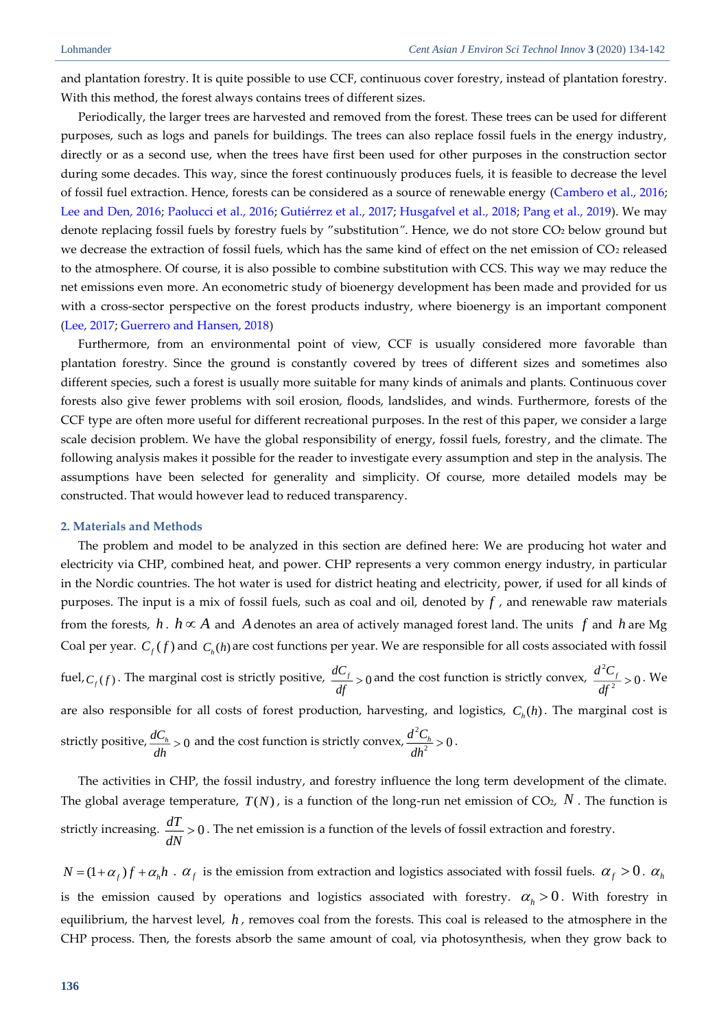and plantation forestry. It is quite possible to use CCF, continuous cover forestry, instead of plantation forestry. With this method, the forest always contains trees of different sizes.

Periodically, the larger trees are harvested and removed from the forest. These trees can be used for different purposes, such as logs and panels for buildings. The trees can also replace fossil fuels in the energy industry, directly or as a second use, when the trees have first been used for other purposes in the construction sector during some decades. This way, since the forest continuously produces fuels, it is feasible to decrease the level of fossil fuel extraction. Hence, forests can be considered as a source of renewable energy (Cambero et al., 2016; Lee and Den, 2016; Paolucci et al., 2016; Gutiérrez et al., 2017; Husgafvel et al., 2018; Pang et al., 2019). We may denote replacing fossil fuels by forestry fuels by "substitution". Hence, we do not store $CO_2$ below ground but we decrease the extraction of fossil fuels, which has the same kind of effect on the net emission of $CO_2$ released to the atmosphere. Of course, it is also possible to combine substitution with CCS. This way we may reduce the net emissions even more. An econometric study of bioenergy development has been made and provided for us with a cross-sector perspective on the forest products industry, where bioenergy is an important component (Lee, 2017; Guerrero and Hansen, 2018)

Furthermore, from an environmental point of view, CCF is usually considered more favorable than plantation forestry. Since the ground is constantly covered by trees of different sizes and sometimes also different species, such a forest is usually more suitable for many kinds of animals and plants. Continuous cover forests also give fewer problems with soil erosion, floods, landslides, and winds. Furthermore, forests of the CCF type are often more useful for different recreational purposes. In the rest of this paper, we consider a large scale decision problem. We have the global responsibility of energy, fossil fuels, forestry, and the climate. The following analysis makes it possible for the reader to investigate every assumption and step in the analysis. The assumptions have been selected for generality and simplicity. Of course, more detailed models may be constructed. That would however lead to reduced transparency.

## 2. Materials and Methods

The problem and model to be analyzed in this section are defined here: We are producing hot water and electricity via CHP, combined heat, and power. CHP represents a very common energy industry, in particular in the Nordic countries. The hot water is used for district heating and electricity, power, if used for all kinds of purposes. The input is a mix of fossil fuels, such as coal and oil, denoted by $f$, and renewable raw materials from the forests, $h$. $h \propto A$ and $A$ denotes an area of actively managed forest land. The units $f$ and $h$ are Mg Coal per year. $C_f(f)$ and $C_h(h)$ are cost functions per year. We are responsible for all costs associated with fossil fuel, $C_f(f)$. The marginal cost is strictly positive, $\frac{dC_f}{df} > 0$ and the cost function is strictly convex, $\frac{d^2C_f}{df^2} > 0$. We are also responsible for all costs of forest production, harvesting, and logistics, $C_h(h)$. The marginal cost is strictly positive, $\frac{dC_h}{dh} > 0$ and the cost function is strictly convex, $\frac{d^2C_h}{dh^2} > 0$.

The activities in CHP, the fossil industry, and forestry influence the long term development of the climate. The global average temperature, $T(N)$, is a function of the long-run net emission of $CO_2$, $N$. The function is strictly increasing. $\frac{dT}{dN} > 0$. The net emission is a function of the levels of fossil extraction and forestry.

$N = (1+\alpha_f)f + \alpha_h h$. $\alpha_f$ is the emission from extraction and logistics associated with fossil fuels. $\alpha_f > 0$. $\alpha_h$ is the emission caused by operations and logistics associated with forestry. $\alpha_h > 0$. With forestry in equilibrium, the harvest level, $h$, removes coal from the forests. This coal is released to the atmosphere in the CHP process. Then, the forests absorb the same amount of coal, via photosynthesis, when they grow back to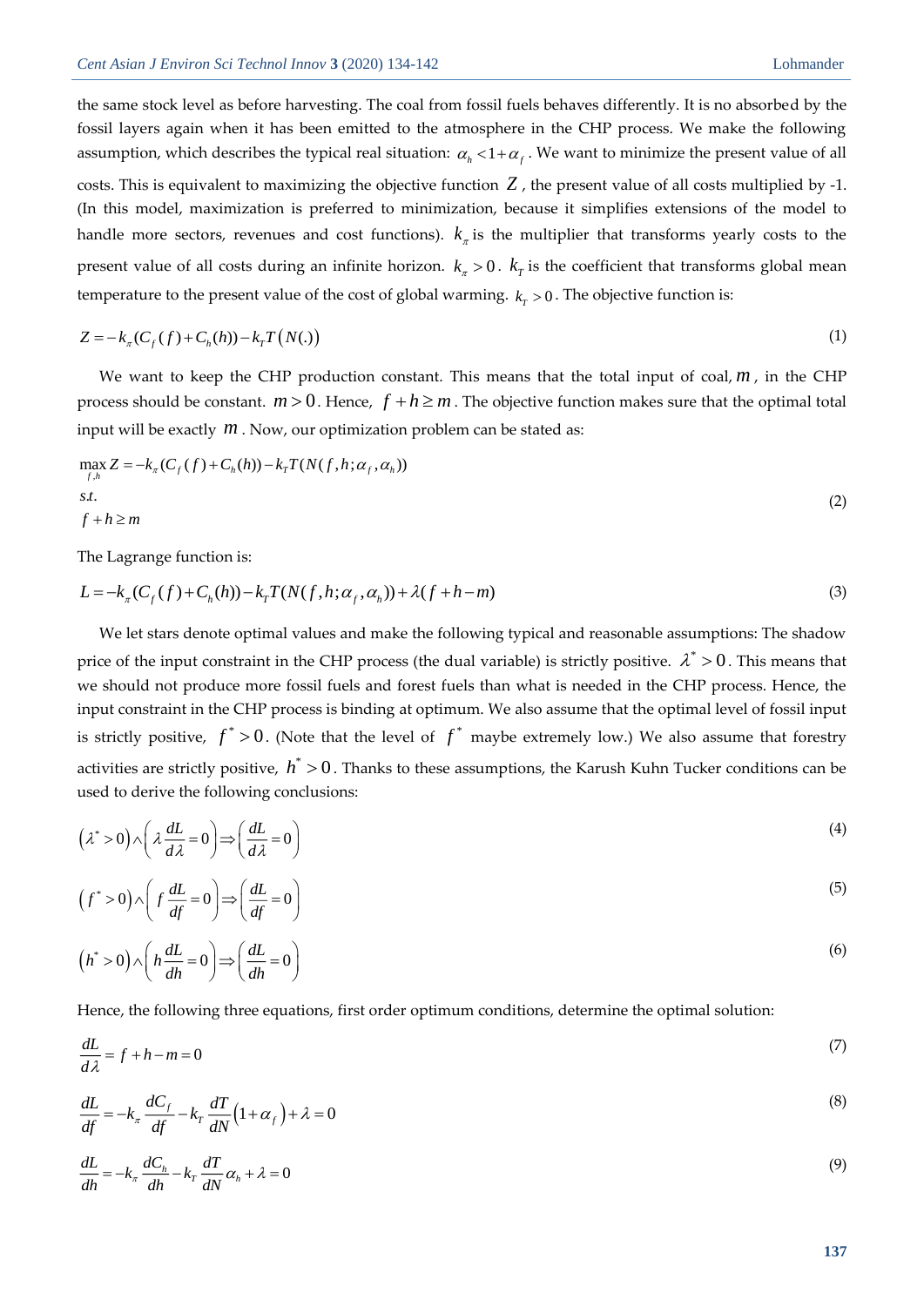the same stock level as before harvesting. The coal from fossil fuels behaves differently. It is no absorbed by the fossil layers again when it has been emitted to the atmosphere in the CHP process. We make the following assumption, which describes the typical real situation: $\alpha_h < 1 + \alpha_f$. We want to minimize the present value of all costs. This is equivalent to maximizing the objective function $Z$, the present value of all costs multiplied by -1. (In this model, maximization is preferred to minimization, because it simplifies extensions of the model to handle more sectors, revenues and cost functions). $k_\pi$ is the multiplier that transforms yearly costs to the present value of all costs during an infinite horizon. $k_\pi > 0$. $k_T$ is the coefficient that transforms global mean temperature to the present value of the cost of global warming. $k_T > 0$. The objective function is:

$$Z = -k_\pi (C_f(f) + C_h(h)) - k_T T(N(.)) \tag{1}$$

We want to keep the CHP production constant. This means that the total input of coal, $m$, in the CHP process should be constant. $m > 0$. Hence, $f + h \geq m$. The objective function makes sure that the optimal total input will be exactly $m$. Now, our optimization problem can be stated as:

$$\begin{aligned} &\max_{f,h} Z = -k_\pi (C_f(f) + C_h(h)) - k_T T(N(f,h;\alpha_f,\alpha_h)) \\ &s.t. \\ &f + h \geq m \end{aligned} \tag{2}$$

The Lagrange function is:

$$L = -k_\pi (C_f(f) + C_h(h)) - k_T T(N(f,h;\alpha_f,\alpha_h)) + \lambda (f + h - m) \tag{3}$$

We let stars denote optimal values and make the following typical and reasonable assumptions: The shadow price of the input constraint in the CHP process (the dual variable) is strictly positive. $\lambda^* > 0$. This means that we should not produce more fossil fuels and forest fuels than what is needed in the CHP process. Hence, the input constraint in the CHP process is binding at optimum. We also assume that the optimal level of fossil input is strictly positive, $f^* > 0$. (Note that the level of $f^*$ maybe extremely low.) We also assume that forestry activities are strictly positive, $h^* > 0$. Thanks to these assumptions, the Karush Kuhn Tucker conditions can be used to derive the following conclusions:

$$\left(\lambda^* > 0\right) \wedge \left(\lambda \frac{dL}{d\lambda} = 0\right) \Rightarrow \left(\frac{dL}{d\lambda} = 0\right) \tag{4}$$

$$\left(f^* > 0\right) \wedge \left(f \frac{dL}{df} = 0\right) \Rightarrow \left(\frac{dL}{df} = 0\right) \tag{5}$$

$$\left(h^* > 0\right) \wedge \left(h \frac{dL}{dh} = 0\right) \Rightarrow \left(\frac{dL}{dh} = 0\right) \tag{6}$$

Hence, the following three equations, first order optimum conditions, determine the optimal solution:

$$\frac{dL}{d\lambda} = f + h - m = 0 \tag{7}$$

$$\frac{dL}{df} = -k_\pi \frac{dC_f}{df} - k_T \frac{dT}{dN}\left(1 + \alpha_f\right) + \lambda = 0 \tag{8}$$

$$\frac{dL}{dh} = -k_\pi \frac{dC_h}{dh} - k_T \frac{dT}{dN} \alpha_h + \lambda = 0 \tag{9}$$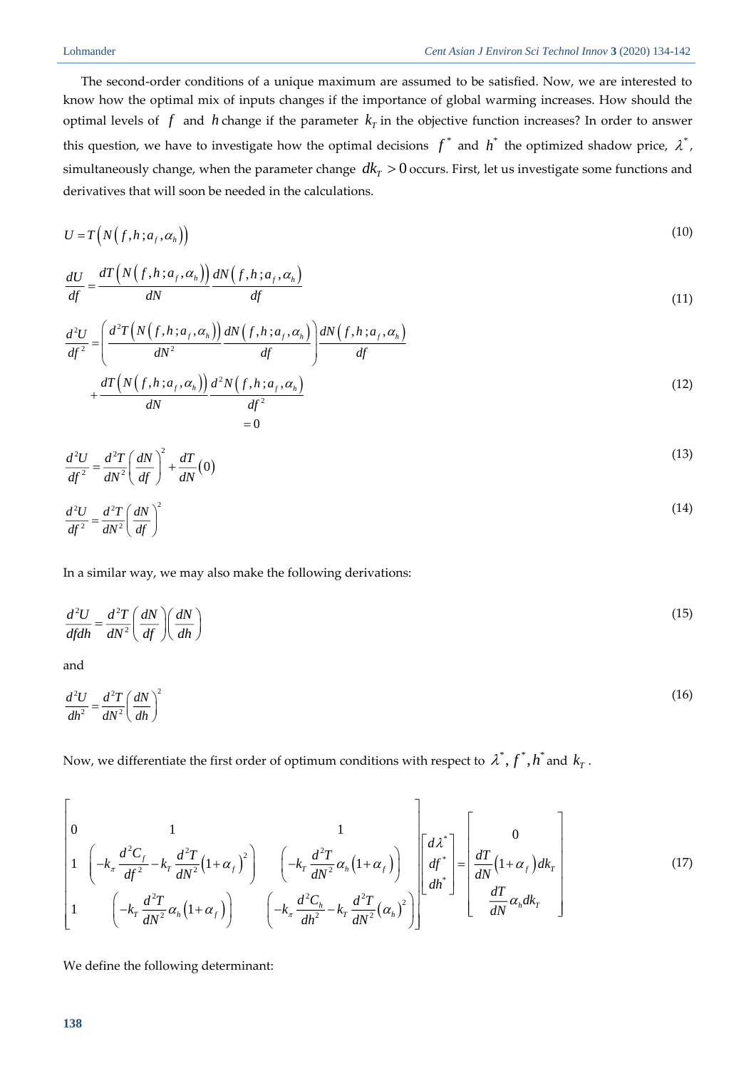The second-order conditions of a unique maximum are assumed to be satisfied. Now, we are interested to know how the optimal mix of inputs changes if the importance of global warming increases. How should the optimal levels of $f$ and $h$ change if the parameter $k_T$ in the objective function increases? In order to answer this question, we have to investigate how the optimal decisions $f^*$ and $h^*$ the optimized shadow price, $\lambda^*$, simultaneously change, when the parameter change $dk_T > 0$ occurs. First, let us investigate some functions and derivatives that will soon be needed in the calculations.

$$U = T\left(N\left(f,h;a_f,\alpha_h\right)\right) \tag{10}$$

$$\frac{dU}{df} = \frac{dT\left(N\left(f,h;a_f,\alpha_h\right)\right)}{dN}\frac{dN\left(f,h;a_f,\alpha_h\right)}{df} \tag{11}$$

$$\frac{d^2U}{df^2} = \left(\frac{d^2T\left(N\left(f,h;a_f,\alpha_h\right)\right)}{dN^2}\frac{dN\left(f,h;a_f,\alpha_h\right)}{df}\right)\frac{dN\left(f,h;a_f,\alpha_h\right)}{df} + \frac{dT\left(N\left(f,h;a_f,\alpha_h\right)\right)}{dN}\underbrace{\frac{d^2N\left(f,h;a_f,\alpha_h\right)}{df^2}}_{=0} \tag{12}$$

$$\frac{d^2U}{df^2} = \frac{d^2T}{dN^2}\left(\frac{dN}{df}\right)^2 + \frac{dT}{dN}(0) \tag{13}$$

$$\frac{d^2U}{df^2} = \frac{d^2T}{dN^2}\left(\frac{dN}{df}\right)^2 \tag{14}$$

In a similar way, we may also make the following derivations:

$$\frac{d^2U}{dfdh} = \frac{d^2T}{dN^2}\left(\frac{dN}{df}\right)\left(\frac{dN}{dh}\right) \tag{15}$$

and

$$\frac{d^2U}{dh^2} = \frac{d^2T}{dN^2}\left(\frac{dN}{dh}\right)^2 \tag{16}$$

Now, we differentiate the first order of optimum conditions with respect to $\lambda^*, f^*, h^*$ and $k_T$.

$$\begin{bmatrix} 0 & 1 & 1 \\ 1 & \left(-k_\pi \dfrac{d^2C_f}{df^2} - k_T\dfrac{d^2T}{dN^2}\left(1+\alpha_f\right)^2\right) & \left(-k_T\dfrac{d^2T}{dN^2}\alpha_h\left(1+\alpha_f\right)\right) \\ 1 & \left(-k_T\dfrac{d^2T}{dN^2}\alpha_h\left(1+\alpha_f\right)\right) & \left(-k_\pi\dfrac{d^2C_h}{dh^2} - k_T\dfrac{d^2T}{dN^2}\left(\alpha_h\right)^2\right) \end{bmatrix} \begin{bmatrix} d\lambda^* \\ df^* \\ dh^* \end{bmatrix} = \begin{bmatrix} 0 \\ \dfrac{dT}{dN}\left(1+\alpha_f\right)dk_T \\ \dfrac{dT}{dN}\alpha_h dk_T \end{bmatrix} \tag{17}$$

We define the following determinant: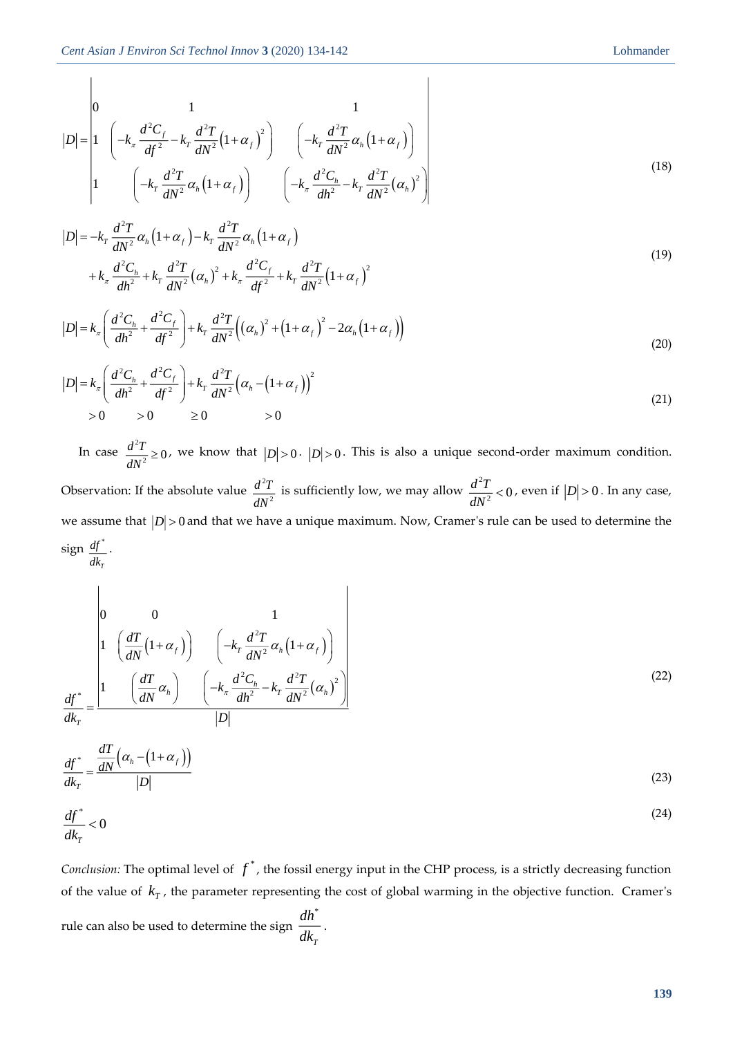$$
|D| = \begin{vmatrix} 0 & 1 & 1 \\ 1 & \left(-k_\pi \dfrac{d^2C_f}{df^2} - k_T \dfrac{d^2T}{dN^2}\left(1+\alpha_f\right)^2\right) & \left(-k_T \dfrac{d^2T}{dN^2}\alpha_h\left(1+\alpha_f\right)\right) \\ 1 & \left(-k_T \dfrac{d^2T}{dN^2}\alpha_h\left(1+\alpha_f\right)\right) & \left(-k_\pi \dfrac{d^2C_h}{dh^2} - k_T \dfrac{d^2T}{dN^2}\left(\alpha_h\right)^2\right) \end{vmatrix} \tag{18}
$$

$$
\begin{aligned}
|D| = & -k_T \frac{d^2T}{dN^2}\alpha_h\left(1+\alpha_f\right) - k_T \frac{d^2T}{dN^2}\alpha_h\left(1+\alpha_f\right) \\
& + k_\pi \frac{d^2C_h}{dh^2} + k_T \frac{d^2T}{dN^2}\left(\alpha_h\right)^2 + k_\pi \frac{d^2C_f}{df^2} + k_T \frac{d^2T}{dN^2}\left(1+\alpha_f\right)^2
\end{aligned} \tag{19}
$$

$$
|D| = k_\pi \left(\frac{d^2C_h}{dh^2} + \frac{d^2C_f}{df^2}\right) + k_T \frac{d^2T}{dN^2}\left(\left(\alpha_h\right)^2 + \left(1+\alpha_f\right)^2 - 2\alpha_h\left(1+\alpha_f\right)\right) \tag{20}
$$

$$
|D| = \underset{>0}{k_\pi} \left(\underset{>0}{\frac{d^2C_h}{dh^2} + \frac{d^2C_f}{df^2}}\right) + k_T \underset{\geq 0}{\frac{d^2T}{dN^2}} \underset{>0}{\left(\alpha_h - \left(1+\alpha_f\right)\right)^2} \tag{21}
$$

In case $\frac{d^2T}{dN^2} \geq 0$, we know that $|D| > 0$. $|D| > 0$. This is also a unique second-order maximum condition. Observation: If the absolute value $\frac{d^2T}{dN^2}$ is sufficiently low, we may allow $\frac{d^2T}{dN^2} < 0$, even if $|D| > 0$. In any case, we assume that $|D| > 0$ and that we have a unique maximum. Now, Cramer's rule can be used to determine the sign $\frac{df^*}{dk_T}$.

$$
\frac{df^*}{dk_T} = \frac{\begin{vmatrix} 0 & 0 & 1 \\ 1 & \left(\dfrac{dT}{dN}\left(1+\alpha_f\right)\right) & \left(-k_T \dfrac{d^2T}{dN^2}\alpha_h\left(1+\alpha_f\right)\right) \\ 1 & \left(\dfrac{dT}{dN}\alpha_h\right) & \left(-k_\pi \dfrac{d^2C_h}{dh^2} - k_T \dfrac{d^2T}{dN^2}\left(\alpha_h\right)^2\right) \end{vmatrix}}{|D|} \tag{22}
$$

$$
\frac{df^*}{dk_T} = \frac{\dfrac{dT}{dN}\left(\alpha_h - \left(1+\alpha_f\right)\right)}{|D|} \tag{23}
$$

$$
\frac{df^*}{dk_T} < 0 \tag{24}
$$

*Conclusion:* The optimal level of $f^*$, the fossil energy input in the CHP process, is a strictly decreasing function of the value of $k_T$, the parameter representing the cost of global warming in the objective function. Cramer's rule can also be used to determine the sign $\frac{dh^*}{dk_T}$.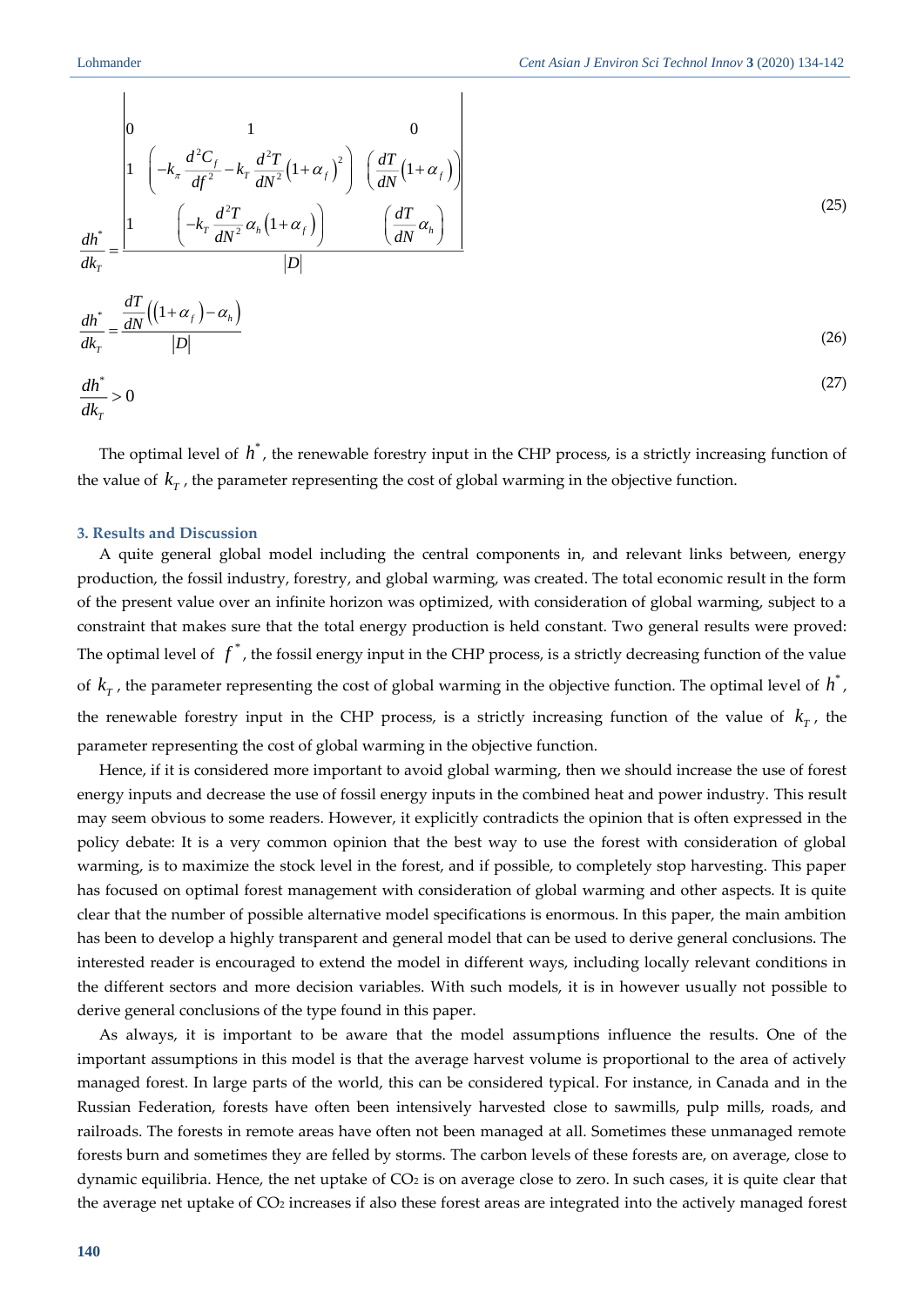$$\frac{dh^*}{dk_T} = \frac{\begin{vmatrix} 0 & 1 & 0 \\ 1 & \left(-k_\pi \frac{d^2C_f}{df^2} - k_T \frac{d^2T}{dN^2}\left(1+\alpha_f\right)^2\right) & \left(\frac{dT}{dN}\left(1+\alpha_f\right)\right) \\ 1 & \left(-k_T \frac{d^2T}{dN^2}\alpha_h\left(1+\alpha_f\right)\right) & \left(\frac{dT}{dN}\alpha_h\right) \end{vmatrix}}{|D|} \tag{25}$$

$$\frac{dh^*}{dk_T} = \frac{\frac{dT}{dN}\left(\left(1+\alpha_f\right)-\alpha_h\right)}{|D|} \tag{26}$$

$$\frac{dh^*}{dk_T} > 0 \tag{27}$$

The optimal level of $h^*$, the renewable forestry input in the CHP process, is a strictly increasing function of the value of $k_T$, the parameter representing the cost of global warming in the objective function.

### 3. Results and Discussion

A quite general global model including the central components in, and relevant links between, energy production, the fossil industry, forestry, and global warming, was created. The total economic result in the form of the present value over an infinite horizon was optimized, with consideration of global warming, subject to a constraint that makes sure that the total energy production is held constant. Two general results were proved: The optimal level of $f^*$, the fossil energy input in the CHP process, is a strictly decreasing function of the value of $k_T$, the parameter representing the cost of global warming in the objective function. The optimal level of $h^*$, the renewable forestry input in the CHP process, is a strictly increasing function of the value of $k_T$, the parameter representing the cost of global warming in the objective function.

Hence, if it is considered more important to avoid global warming, then we should increase the use of forest energy inputs and decrease the use of fossil energy inputs in the combined heat and power industry. This result may seem obvious to some readers. However, it explicitly contradicts the opinion that is often expressed in the policy debate: It is a very common opinion that the best way to use the forest with consideration of global warming, is to maximize the stock level in the forest, and if possible, to completely stop harvesting. This paper has focused on optimal forest management with consideration of global warming and other aspects. It is quite clear that the number of possible alternative model specifications is enormous. In this paper, the main ambition has been to develop a highly transparent and general model that can be used to derive general conclusions. The interested reader is encouraged to extend the model in different ways, including locally relevant conditions in the different sectors and more decision variables. With such models, it is in however usually not possible to derive general conclusions of the type found in this paper.

As always, it is important to be aware that the model assumptions influence the results. One of the important assumptions in this model is that the average harvest volume is proportional to the area of actively managed forest. In large parts of the world, this can be considered typical. For instance, in Canada and in the Russian Federation, forests have often been intensively harvested close to sawmills, pulp mills, roads, and railroads. The forests in remote areas have often not been managed at all. Sometimes these unmanaged remote forests burn and sometimes they are felled by storms. The carbon levels of these forests are, on average, close to dynamic equilibria. Hence, the net uptake of $CO_2$ is on average close to zero. In such cases, it is quite clear that the average net uptake of $CO_2$ increases if also these forest areas are integrated into the actively managed forest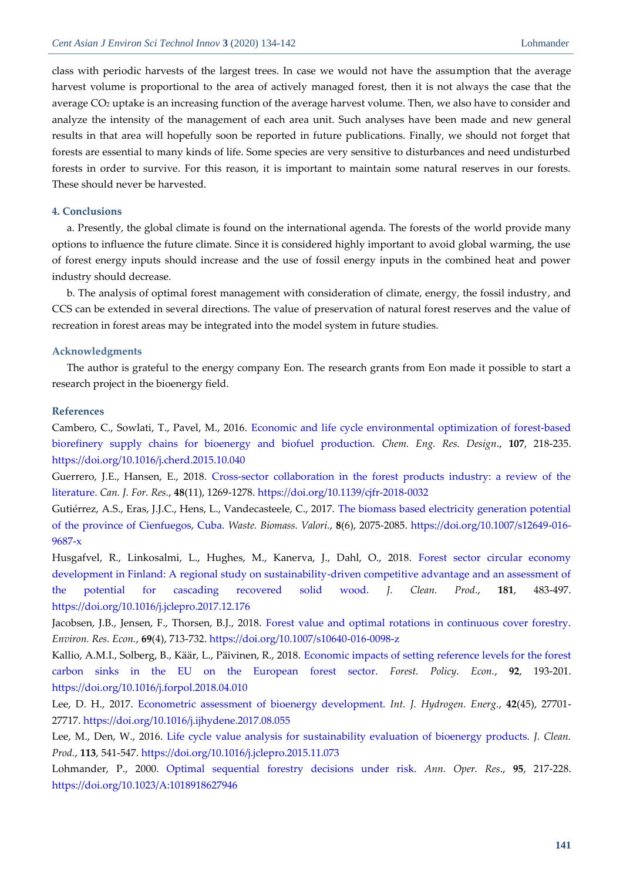class with periodic harvests of the largest trees. In case we would not have the assumption that the average harvest volume is proportional to the area of actively managed forest, then it is not always the case that the average $CO_2$ uptake is an increasing function of the average harvest volume. Then, we also have to consider and analyze the intensity of the management of each area unit. Such analyses have been made and new general results in that area will hopefully soon be reported in future publications. Finally, we should not forget that forests are essential to many kinds of life. Some species are very sensitive to disturbances and need undisturbed forests in order to survive. For this reason, it is important to maintain some natural reserves in our forests. These should never be harvested.

## 4. Conclusions

a. Presently, the global climate is found on the international agenda. The forests of the world provide many options to influence the future climate. Since it is considered highly important to avoid global warming, the use of forest energy inputs should increase and the use of fossil energy inputs in the combined heat and power industry should decrease.

b. The analysis of optimal forest management with consideration of climate, energy, the fossil industry, and CCS can be extended in several directions. The value of preservation of natural forest reserves and the value of recreation in forest areas may be integrated into the model system in future studies.

## Acknowledgments

The author is grateful to the energy company Eon. The research grants from Eon made it possible to start a research project in the bioenergy field.

## References

Cambero, C., Sowlati, T., Pavel, M., 2016. Economic and life cycle environmental optimization of forest-based biorefinery supply chains for bioenergy and biofuel production. *Chem. Eng. Res. Design.*, **107**, 218-235. https://doi.org/10.1016/j.cherd.2015.10.040

Guerrero, J.E., Hansen, E., 2018. Cross-sector collaboration in the forest products industry: a review of the literature. *Can. J. For. Res.*, **48**(11), 1269-1278. https://doi.org/10.1139/cjfr-2018-0032

Gutiérrez, A.S., Eras, J.J.C., Hens, L., Vandecasteele, C., 2017. The biomass based electricity generation potential of the province of Cienfuegos, Cuba. *Waste. Biomass. Valori.*, **8**(6), 2075-2085. https://doi.org/10.1007/s12649-016-9687-x

Husgafvel, R., Linkosalmi, L., Hughes, M., Kanerva, J., Dahl, O., 2018. Forest sector circular economy development in Finland: A regional study on sustainability-driven competitive advantage and an assessment of the potential for cascading recovered solid wood. *J. Clean. Prod.*, **181**, 483-497. https://doi.org/10.1016/j.jclepro.2017.12.176

Jacobsen, J.B., Jensen, F., Thorsen, B.J., 2018. Forest value and optimal rotations in continuous cover forestry. *Environ. Res. Econ.*, **69**(4), 713-732. https://doi.org/10.1007/s10640-016-0098-z

Kallio, A.M.I., Solberg, B., Käär, L., Päivinen, R., 2018. Economic impacts of setting reference levels for the forest carbon sinks in the EU on the European forest sector. *Forest. Policy. Econ.*, **92**, 193-201. https://doi.org/10.1016/j.forpol.2018.04.010

Lee, D. H., 2017. Econometric assessment of bioenergy development. *Int. J. Hydrogen. Energ.*, **42**(45), 27701-27717. https://doi.org/10.1016/j.ijhydene.2017.08.055

Lee, M., Den, W., 2016. Life cycle value analysis for sustainability evaluation of bioenergy products. *J. Clean. Prod.*, **113**, 541-547. https://doi.org/10.1016/j.jclepro.2015.11.073

Lohmander, P., 2000. Optimal sequential forestry decisions under risk. *Ann. Oper. Res.*, **95**, 217-228. https://doi.org/10.1023/A:1018918627946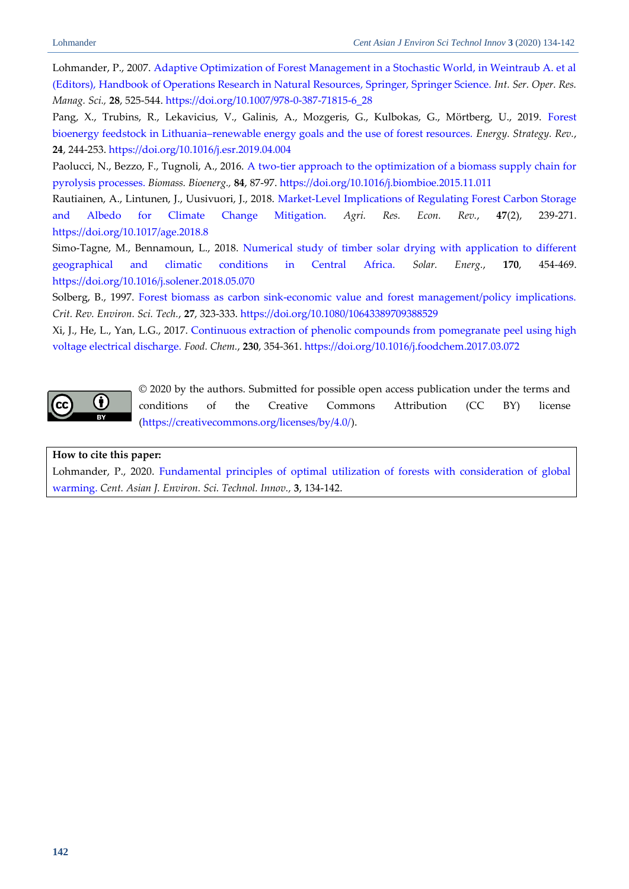Lohmander, P., 2007. Adaptive Optimization of Forest Management in a Stochastic World, in Weintraub A. et al (Editors), Handbook of Operations Research in Natural Resources, Springer, Springer Science. *Int. Ser. Oper. Res. Manag. Sci.*, **28**, 525-544. https://doi.org/10.1007/978-0-387-71815-6_28

Pang, X., Trubins, R., Lekavicius, V., Galinis, A., Mozgeris, G., Kulbokas, G., Mörtberg, U., 2019. Forest bioenergy feedstock in Lithuania–renewable energy goals and the use of forest resources. *Energy. Strategy. Rev.*, **24**, 244-253. https://doi.org/10.1016/j.esr.2019.04.004

Paolucci, N., Bezzo, F., Tugnoli, A., 2016. A two-tier approach to the optimization of a biomass supply chain for pyrolysis processes. *Biomass. Bioenerg.*, **84**, 87-97. https://doi.org/10.1016/j.biombioe.2015.11.011

Rautiainen, A., Lintunen, J., Uusivuori, J., 2018. Market-Level Implications of Regulating Forest Carbon Storage and Albedo for Climate Change Mitigation. *Agri. Res. Econ. Rev.*, **47**(2), 239-271. https://doi.org/10.1017/age.2018.8

Simo-Tagne, M., Bennamoun, L., 2018. Numerical study of timber solar drying with application to different geographical and climatic conditions in Central Africa. *Solar. Energ.*, **170**, 454-469. https://doi.org/10.1016/j.solener.2018.05.070

Solberg, B., 1997. Forest biomass as carbon sink-economic value and forest management/policy implications. *Crit. Rev. Environ. Sci. Tech.*, **27**, 323-333. https://doi.org/10.1080/10643389709388529

Xi, J., He, L., Yan, L.G., 2017. Continuous extraction of phenolic compounds from pomegranate peel using high voltage electrical discharge. *Food. Chem.*, **230**, 354-361. https://doi.org/10.1016/j.foodchem.2017.03.072

© 2020 by the authors. Submitted for possible open access publication under the terms and conditions of the Creative Commons Attribution (CC BY) license (https://creativecommons.org/licenses/by/4.0/).

**How to cite this paper:**

Lohmander, P., 2020. Fundamental principles of optimal utilization of forests with consideration of global warming. *Cent. Asian J. Environ. Sci. Technol. Innov.*, **3**, 134-142.